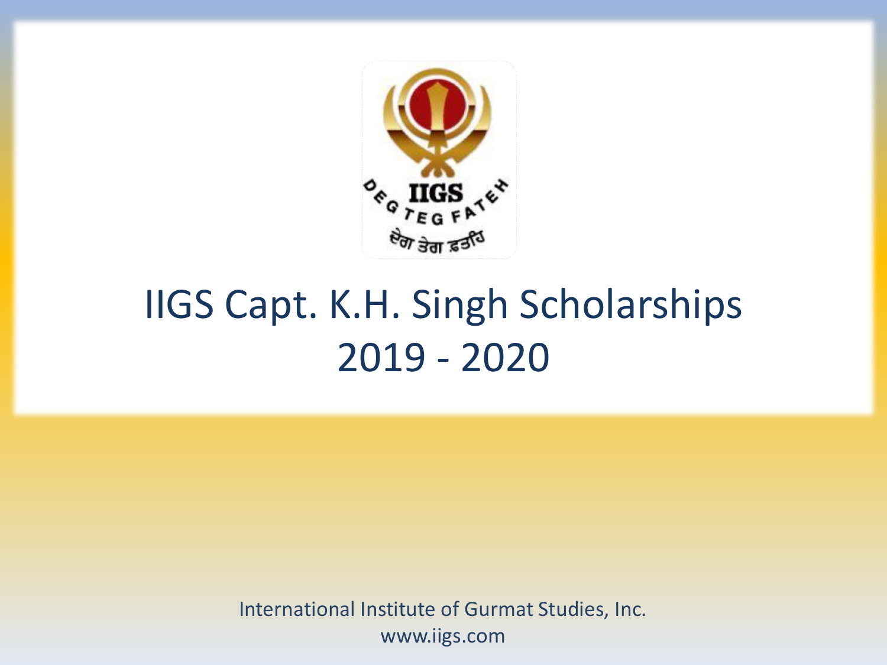IIGS

DEG TEG FATEH

ਦੇਗ ਤੇਗ ਫ਼ਤਹਿ

# IIGS Capt. K.H. Singh Scholarships 2019 - 2020

International Institute of Gurmat Studies, Inc.
www.iigs.com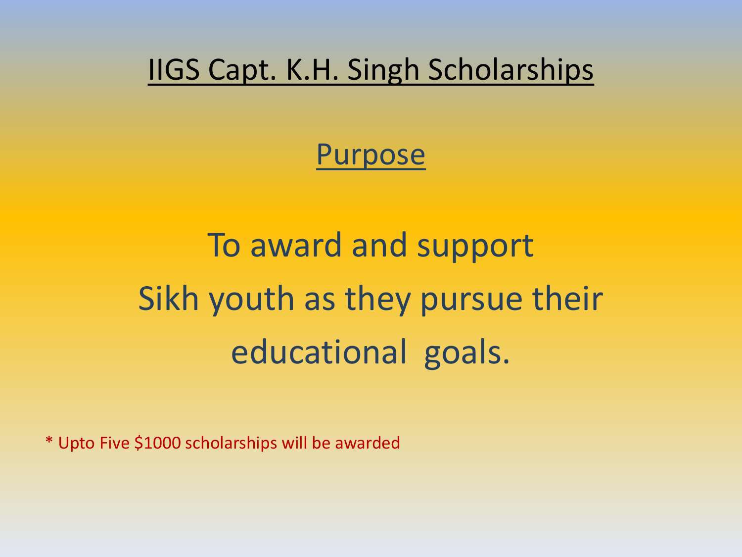# IIGS Capt. K.H. Singh Scholarships

## Purpose

To award and support
Sikh youth as they pursue their
educational goals.

* Upto Five $1000 scholarships will be awarded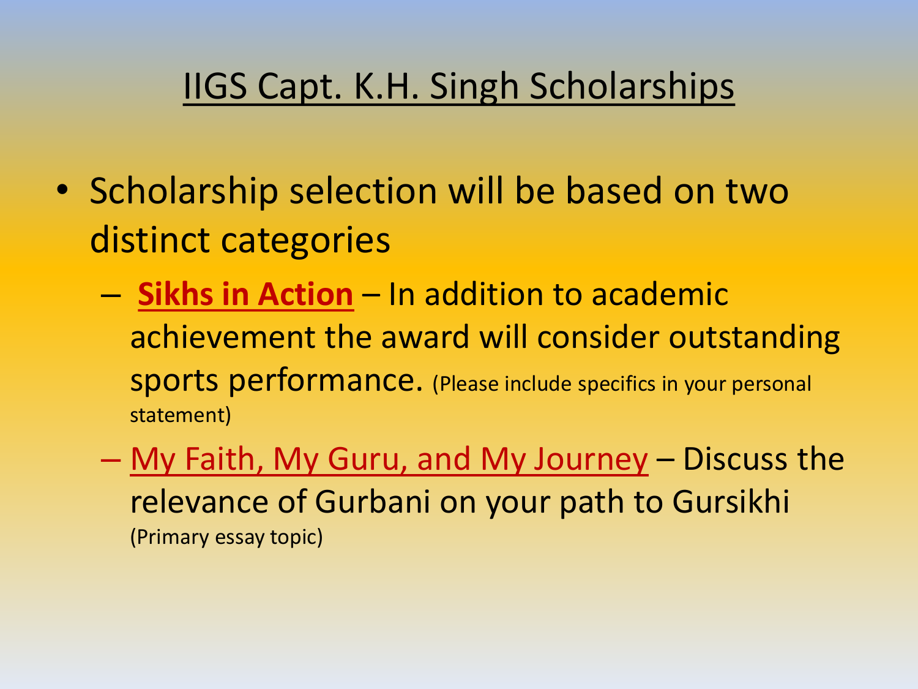# IIGS Capt. K.H. Singh Scholarships

- Scholarship selection will be based on two distinct categories
  - **Sikhs in Action** – In addition to academic achievement the award will consider outstanding sports performance. (Please include specifics in your personal statement)
  - My Faith, My Guru, and My Journey – Discuss the relevance of Gurbani on your path to Gursikhi (Primary essay topic)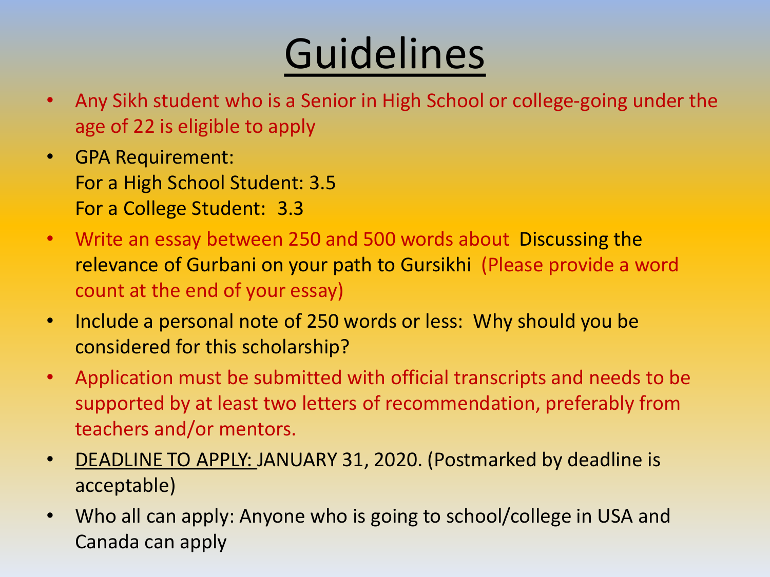# Guidelines

- Any Sikh student who is a Senior in High School or college-going under the age of 22 is eligible to apply
- GPA Requirement:
  For a High School Student: 3.5
  For a College Student: 3.3
- Write an essay between 250 and 500 words about Discussing the relevance of Gurbani on your path to Gursikhi (Please provide a word count at the end of your essay)
- Include a personal note of 250 words or less: Why should you be considered for this scholarship?
- Application must be submitted with official transcripts and needs to be supported by at least two letters of recommendation, preferably from teachers and/or mentors.
- DEADLINE TO APPLY: JANUARY 31, 2020. (Postmarked by deadline is acceptable)
- Who all can apply: Anyone who is going to school/college in USA and Canada can apply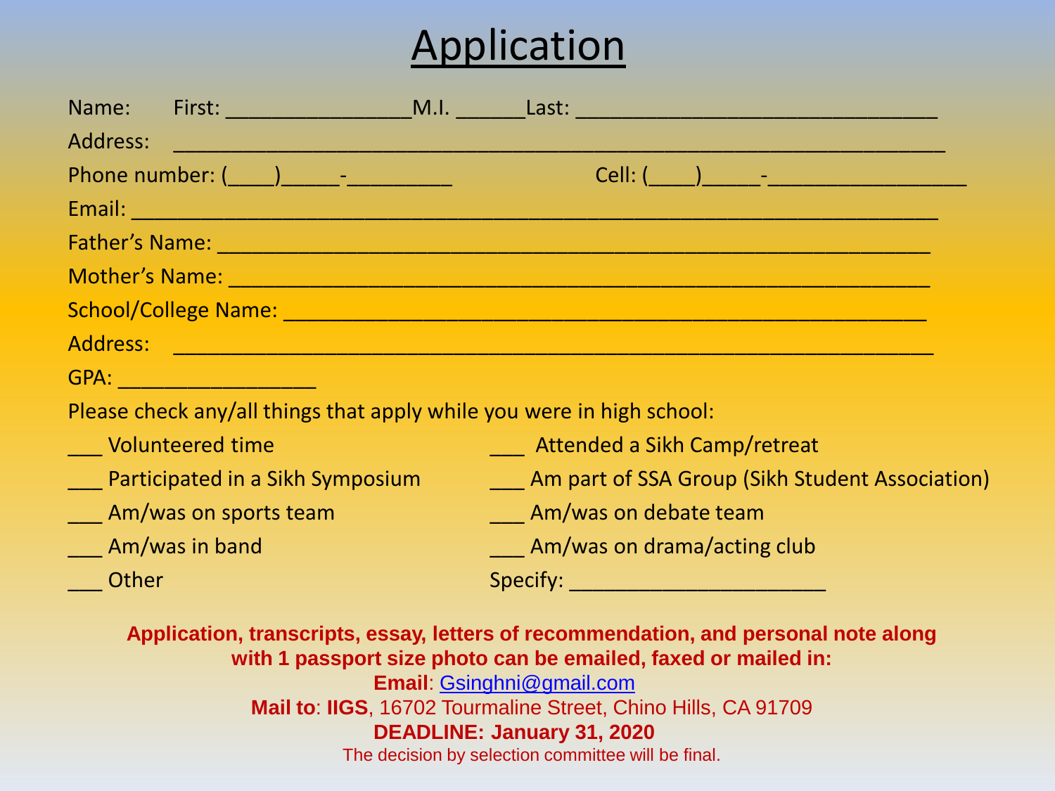# Application

Name: First: ________________M.I. ______Last: _______________________________

Address: ___________________________________________________________________

Phone number: (____)_____-_________ Cell: (____)_____-_________________

Email: _____________________________________________________________________

Father's Name: ______________________________________________________________

Mother's Name: _____________________________________________________________

School/College Name: ________________________________________________________

Address: ___________________________________________________________________

GPA: _________________

Please check any/all things that apply while you were in high school:

___ Volunteered time

___ Attended a Sikh Camp/retreat

___ Participated in a Sikh Symposium

___ Am part of SSA Group (Sikh Student Association)

___ Am/was on sports team

___ Am/was on debate team

___ Am/was in band

___ Am/was on drama/acting club

___ Other

Specify: ______________________

**Application, transcripts, essay, letters of recommendation, and personal note along with 1 passport size photo can be emailed, faxed or mailed in:**

**Email**: Gsinghni@gmail.com

**Mail to**: **IIGS**, 16702 Tourmaline Street, Chino Hills, CA 91709

**DEADLINE: January 31, 2020**

The decision by selection committee will be final.